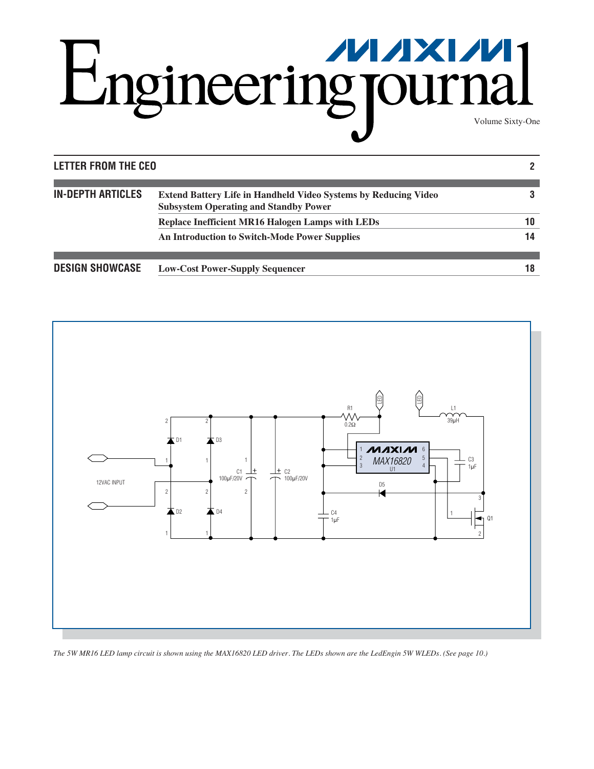# Engineering Journal

Volume Sixty-One

| | | |
|---|---|---|
| **LETTER FROM THE CEO** | | **2** |
| **IN-DEPTH ARTICLES** | **Extend Battery Life in Handheld Video Systems by Reducing Video Subsystem Operating and Standby Power** | **3** |
| | **Replace Inefficient MR16 Halogen Lamps with LEDs** | **10** |
| | **An Introduction to Switch-Mode Power Supplies** | **14** |
| **DESIGN SHOWCASE** | **Low-Cost Power-Supply Sequencer** | **18** |

*The 5W MR16 LED lamp circuit is shown using the MAX16820 LED driver. The LEDs shown are the LedEngin 5W WLEDs. (See page 10.)*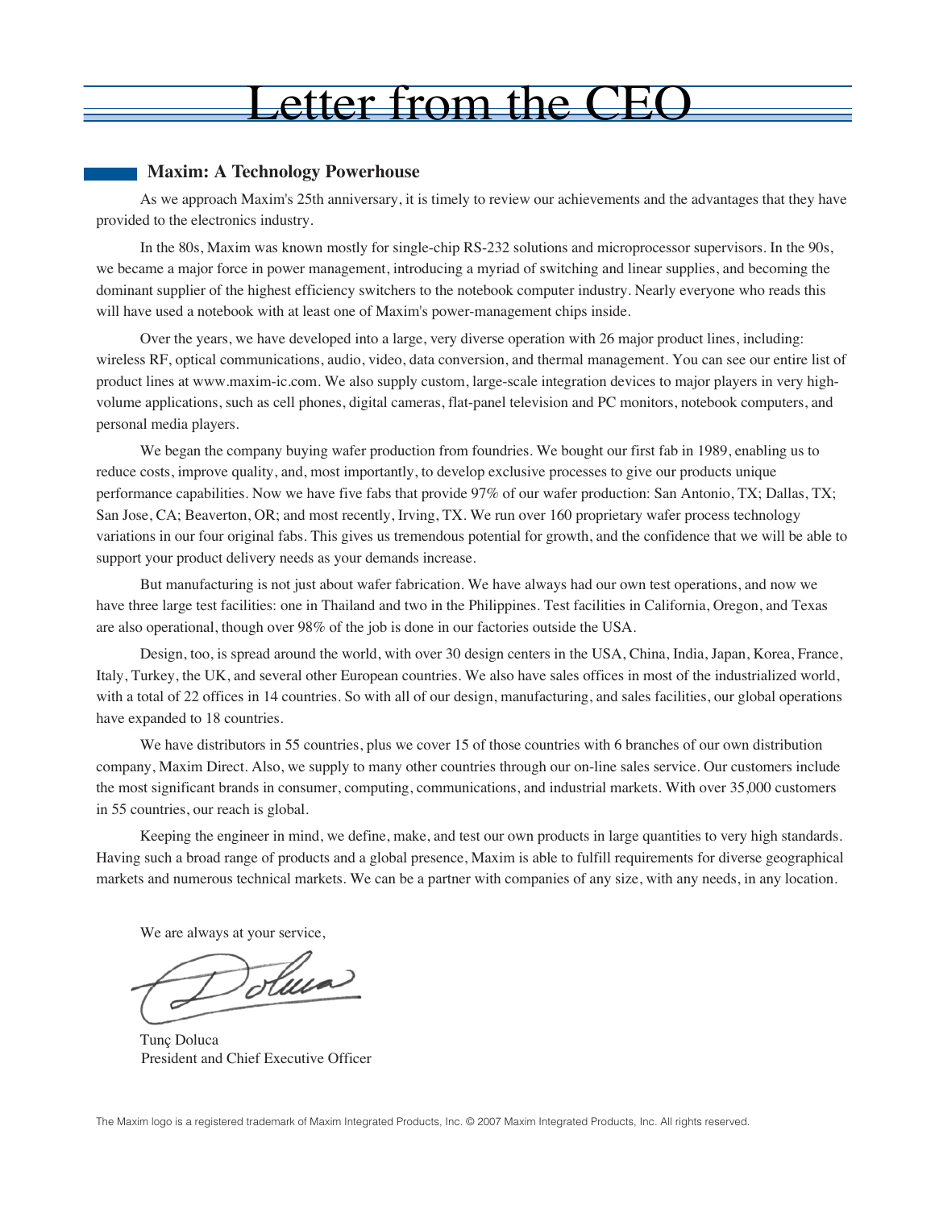# Letter from the CEO

## Maxim: A Technology Powerhouse

As we approach Maxim's 25th anniversary, it is timely to review our achievements and the advantages that they have provided to the electronics industry.

In the 80s, Maxim was known mostly for single-chip RS-232 solutions and microprocessor supervisors. In the 90s, we became a major force in power management, introducing a myriad of switching and linear supplies, and becoming the dominant supplier of the highest efficiency switchers to the notebook computer industry. Nearly everyone who reads this will have used a notebook with at least one of Maxim's power-management chips inside.

Over the years, we have developed into a large, very diverse operation with 26 major product lines, including: wireless RF, optical communications, audio, video, data conversion, and thermal management. You can see our entire list of product lines at www.maxim-ic.com. We also supply custom, large-scale integration devices to major players in very high-volume applications, such as cell phones, digital cameras, flat-panel television and PC monitors, notebook computers, and personal media players.

We began the company buying wafer production from foundries. We bought our first fab in 1989, enabling us to reduce costs, improve quality, and, most importantly, to develop exclusive processes to give our products unique performance capabilities. Now we have five fabs that provide 97% of our wafer production: San Antonio, TX; Dallas, TX; San Jose, CA; Beaverton, OR; and most recently, Irving, TX. We run over 160 proprietary wafer process technology variations in our four original fabs. This gives us tremendous potential for growth, and the confidence that we will be able to support your product delivery needs as your demands increase.

But manufacturing is not just about wafer fabrication. We have always had our own test operations, and now we have three large test facilities: one in Thailand and two in the Philippines. Test facilities in California, Oregon, and Texas are also operational, though over 98% of the job is done in our factories outside the USA.

Design, too, is spread around the world, with over 30 design centers in the USA, China, India, Japan, Korea, France, Italy, Turkey, the UK, and several other European countries. We also have sales offices in most of the industrialized world, with a total of 22 offices in 14 countries. So with all of our design, manufacturing, and sales facilities, our global operations have expanded to 18 countries.

We have distributors in 55 countries, plus we cover 15 of those countries with 6 branches of our own distribution company, Maxim Direct. Also, we supply to many other countries through our on-line sales service. Our customers include the most significant brands in consumer, computing, communications, and industrial markets. With over 35,000 customers in 55 countries, our reach is global.

Keeping the engineer in mind, we define, make, and test our own products in large quantities to very high standards. Having such a broad range of products and a global presence, Maxim is able to fulfill requirements for diverse geographical markets and numerous technical markets. We can be a partner with companies of any size, with any needs, in any location.

We are always at your service,

Tunç Doluca
President and Chief Executive Officer

The Maxim logo is a registered trademark of Maxim Integrated Products, Inc. © 2007 Maxim Integrated Products, Inc. All rights reserved.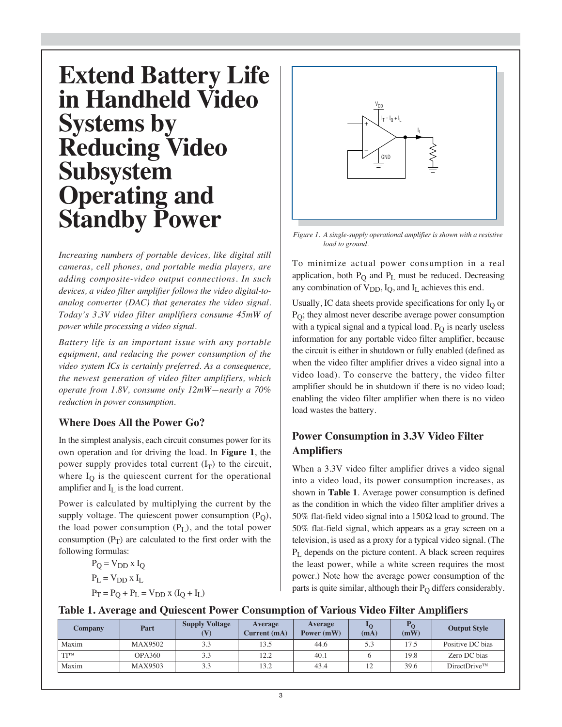# Extend Battery Life in Handheld Video Systems by Reducing Video Subsystem Operating and Standby Power

*Increasing numbers of portable devices, like digital still cameras, cell phones, and portable media players, are adding composite-video output connections. In such devices, a video filter amplifier follows the video digital-to-analog converter (DAC) that generates the video signal. Today's 3.3V video filter amplifiers consume 45mW of power while processing a video signal.*

*Battery life is an important issue with any portable equipment, and reducing the power consumption of the video system ICs is certainly preferred. As a consequence, the newest generation of video filter amplifiers, which operate from 1.8V, consume only 12mW—nearly a 70% reduction in power consumption.*

## Where Does All the Power Go?

In the simplest analysis, each circuit consumes power for its own operation and for driving the load. In **Figure 1**, the power supply provides total current ($I_T$) to the circuit, where $I_Q$ is the quiescent current for the operational amplifier and $I_L$ is the load current.

Power is calculated by multiplying the current by the supply voltage. The quiescent power consumption ($P_Q$), the load power consumption ($P_L$), and the total power consumption ($P_T$) are calculated to the first order with the following formulas:

$$P_Q = V_{DD} \times I_Q$$

$$P_L = V_{DD} \times I_L$$

$$P_T = P_Q + P_L = V_{DD} \times (I_Q + I_L)$$

*Figure 1. A single-supply operational amplifier is shown with a resistive load to ground.*

To minimize actual power consumption in a real application, both $P_Q$ and $P_L$ must be reduced. Decreasing any combination of $V_{DD}$, $I_Q$, and $I_L$ achieves this end.

Usually, IC data sheets provide specifications for only $I_Q$ or $P_Q$; they almost never describe average power consumption with a typical signal and a typical load. $P_Q$ is nearly useless information for any portable video filter amplifier, because the circuit is either in shutdown or fully enabled (defined as when the video filter amplifier drives a video signal into a video load). To conserve the battery, the video filter amplifier should be in shutdown if there is no video load; enabling the video filter amplifier when there is no video load wastes the battery.

## Power Consumption in 3.3V Video Filter Amplifiers

When a 3.3V video filter amplifier drives a video signal into a video load, its power consumption increases, as shown in **Table 1**. Average power consumption is defined as the condition in which the video filter amplifier drives a 50% flat-field video signal into a 150Ω load to ground. The 50% flat-field signal, which appears as a gray screen on a television, is used as a proxy for a typical video signal. (The $P_L$ depends on the picture content. A black screen requires the least power, while a white screen requires the most power.) Note how the average power consumption of the parts is quite similar, although their $P_Q$ differs considerably.

**Table 1. Average and Quiescent Power Consumption of Various Video Filter Amplifiers**

| Company | Part | Supply Voltage (V) | Average Current (mA) | Average Power (mW) | $I_Q$ (mA) | $P_Q$ (mW) | Output Style |
|---|---|---|---|---|---|---|---|
| Maxim | MAX9502 | 3.3 | 13.5 | 44.6 | 5.3 | 17.5 | Positive DC bias |
| TI™ | OPA360 | 3.3 | 12.2 | 40.1 | 6 | 19.8 | Zero DC bias |
| Maxim | MAX9503 | 3.3 | 13.2 | 43.4 | 12 | 39.6 | DirectDrive™ |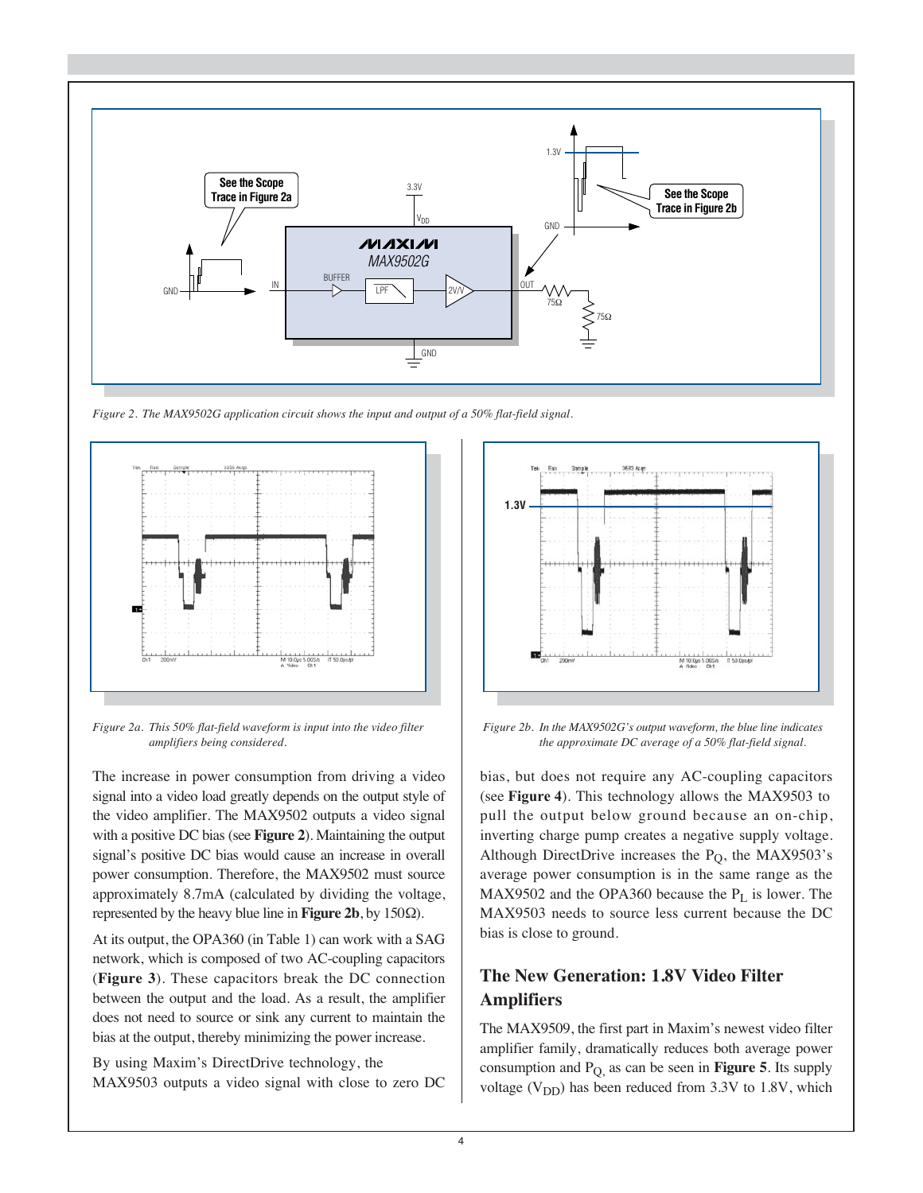Figure 2. The MAX9502G application circuit shows the input and output of a 50% flat-field signal.

Figure 2a. This 50% flat-field waveform is input into the video filter amplifiers being considered.

Figure 2b. In the MAX9502G's output waveform, the blue line indicates the approximate DC average of a 50% flat-field signal.

The increase in power consumption from driving a video signal into a video load greatly depends on the output style of the video amplifier. The MAX9502 outputs a video signal with a positive DC bias (see **Figure 2**). Maintaining the output signal's positive DC bias would cause an increase in overall power consumption. Therefore, the MAX9502 must source approximately 8.7mA (calculated by dividing the voltage, represented by the heavy blue line in **Figure 2b**, by 150Ω).

At its output, the OPA360 (in Table 1) can work with a SAG network, which is composed of two AC-coupling capacitors (**Figure 3**). These capacitors break the DC connection between the output and the load. As a result, the amplifier does not need to source or sink any current to maintain the bias at the output, thereby minimizing the power increase.

By using Maxim's DirectDrive technology, the MAX9503 outputs a video signal with close to zero DC bias, but does not require any AC-coupling capacitors (see **Figure 4**). This technology allows the MAX9503 to pull the output below ground because an on-chip, inverting charge pump creates a negative supply voltage. Although DirectDrive increases the $P_Q$, the MAX9503's average power consumption is in the same range as the MAX9502 and the OPA360 because the $P_L$ is lower. The MAX9503 needs to source less current because the DC bias is close to ground.

## The New Generation: 1.8V Video Filter Amplifiers

The MAX9509, the first part in Maxim's newest video filter amplifier family, dramatically reduces both average power consumption and $P_Q$, as can be seen in **Figure 5**. Its supply voltage ($V_{DD}$) has been reduced from 3.3V to 1.8V, which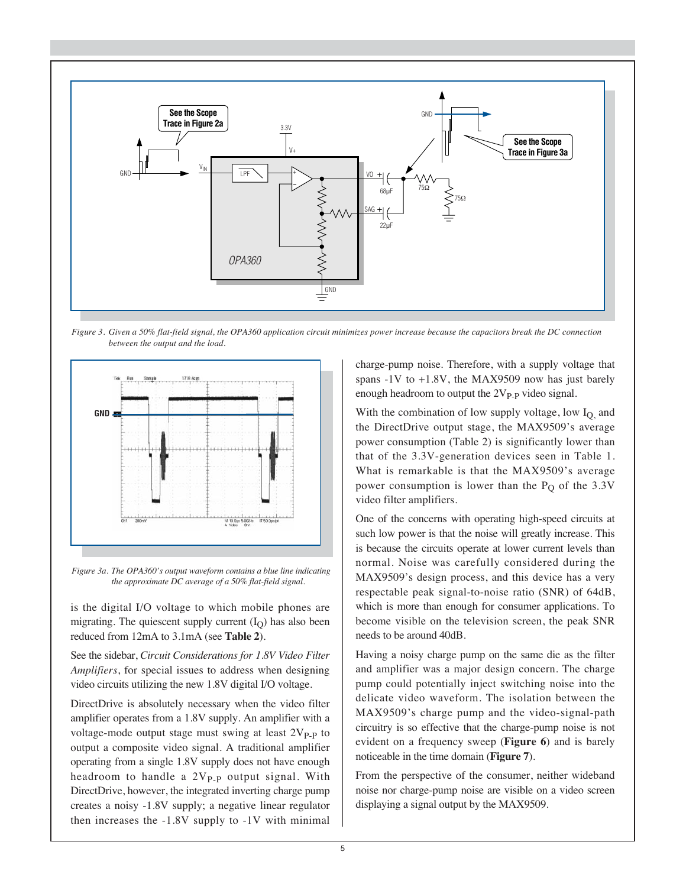*Figure 3. Given a 50% flat-field signal, the OPA360 application circuit minimizes power increase because the capacitors break the DC connection between the output and the load.*

*Figure 3a. The OPA360's output waveform contains a blue line indicating the approximate DC average of a 50% flat-field signal.*

is the digital I/O voltage to which mobile phones are migrating. The quiescent supply current ($I_Q$) has also been reduced from 12mA to 3.1mA (see **Table 2**).

See the sidebar, *Circuit Considerations for 1.8V Video Filter Amplifiers*, for special issues to address when designing video circuits utilizing the new 1.8V digital I/O voltage.

DirectDrive is absolutely necessary when the video filter amplifier operates from a 1.8V supply. An amplifier with a voltage-mode output stage must swing at least $2V_{P-P}$ to output a composite video signal. A traditional amplifier operating from a single 1.8V supply does not have enough headroom to handle a $2V_{P-P}$ output signal. With DirectDrive, however, the integrated inverting charge pump creates a noisy -1.8V supply; a negative linear regulator then increases the -1.8V supply to -1V with minimal charge-pump noise. Therefore, with a supply voltage that spans -1V to +1.8V, the MAX9509 now has just barely enough headroom to output the $2V_{P-P}$ video signal.

With the combination of low supply voltage, low $I_Q$, and the DirectDrive output stage, the MAX9509's average power consumption (Table 2) is significantly lower than that of the 3.3V-generation devices seen in Table 1. What is remarkable is that the MAX9509's average power consumption is lower than the $P_Q$ of the 3.3V video filter amplifiers.

One of the concerns with operating high-speed circuits at such low power is that the noise will greatly increase. This is because the circuits operate at lower current levels than normal. Noise was carefully considered during the MAX9509's design process, and this device has a very respectable peak signal-to-noise ratio (SNR) of 64dB, which is more than enough for consumer applications. To become visible on the television screen, the peak SNR needs to be around 40dB.

Having a noisy charge pump on the same die as the filter and amplifier was a major design concern. The charge pump could potentially inject switching noise into the delicate video waveform. The isolation between the MAX9509's charge pump and the video-signal-path circuitry is so effective that the charge-pump noise is not evident on a frequency sweep (**Figure 6**) and is barely noticeable in the time domain (**Figure 7**).

From the perspective of the consumer, neither wideband noise nor charge-pump noise are visible on a video screen displaying a signal output by the MAX9509.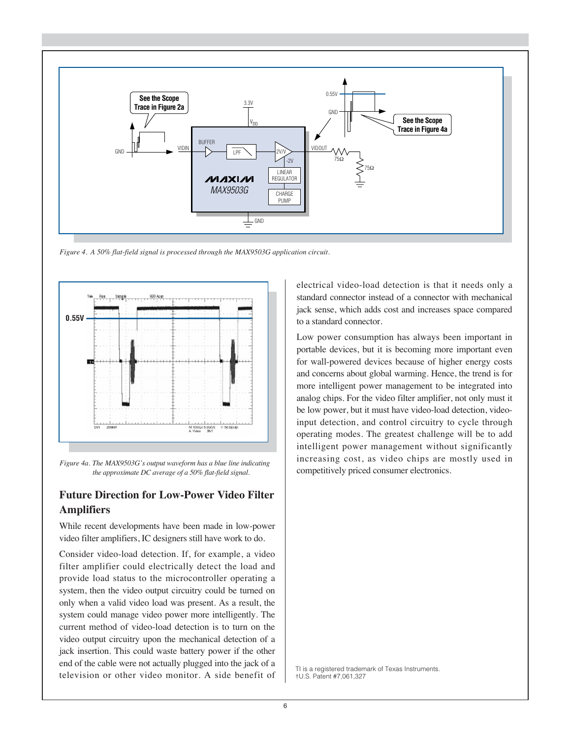*Figure 4. A 50% flat-field signal is processed through the MAX9503G application circuit.*

*Figure 4a. The MAX9503G's output waveform has a blue line indicating the approximate DC average of a 50% flat-field signal.*

## Future Direction for Low-Power Video Filter Amplifiers

While recent developments have been made in low-power video filter amplifiers, IC designers still have work to do.

Consider video-load detection. If, for example, a video filter amplifier could electrically detect the load and provide load status to the microcontroller operating a system, then the video output circuitry could be turned on only when a valid video load was present. As a result, the system could manage video power more intelligently. The current method of video-load detection is to turn on the video output circuitry upon the mechanical detection of a jack insertion. This could waste battery power if the other end of the cable were not actually plugged into the jack of a television or other video monitor. A side benefit of electrical video-load detection is that it needs only a standard connector instead of a connector with mechanical jack sense, which adds cost and increases space compared to a standard connector.

Low power consumption has always been important in portable devices, but it is becoming more important even for wall-powered devices because of higher energy costs and concerns about global warming. Hence, the trend is for more intelligent power management to be integrated into analog chips. For the video filter amplifier, not only must it be low power, but it must have video-load detection, video-input detection, and control circuitry to cycle through operating modes. The greatest challenge will be to add intelligent power management without significantly increasing cost, as video chips are mostly used in competitively priced consumer electronics.

TI is a registered trademark of Texas Instruments.
†U.S. Patent #7,061,327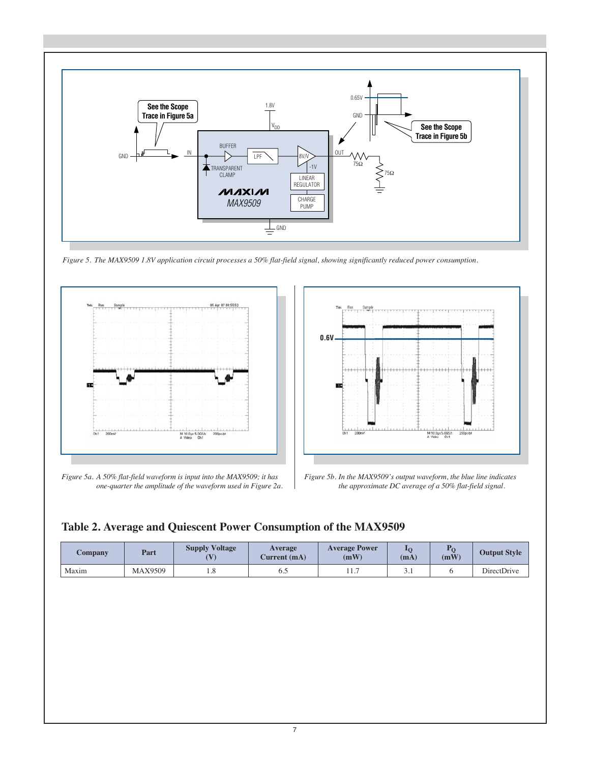*Figure 5. The MAX9509 1.8V application circuit processes a 50% flat-field signal, showing significantly reduced power consumption.*

*Figure 5a. A 50% flat-field waveform is input into the MAX9509; it has one-quarter the amplitude of the waveform used in Figure 2a.*

*Figure 5b. In the MAX9509's output waveform, the blue line indicates the approximate DC average of a 50% flat-field signal.*

## Table 2. Average and Quiescent Power Consumption of the MAX9509

| Company | Part | Supply Voltage (V) | Average Current (mA) | Average Power (mW) | $I_Q$ (mA) | $P_Q$ (mW) | Output Style |
|---|---|---|---|---|---|---|---|
| Maxim | MAX9509 | 1.8 | 6.5 | 11.7 | 3.1 | 6 | DirectDrive |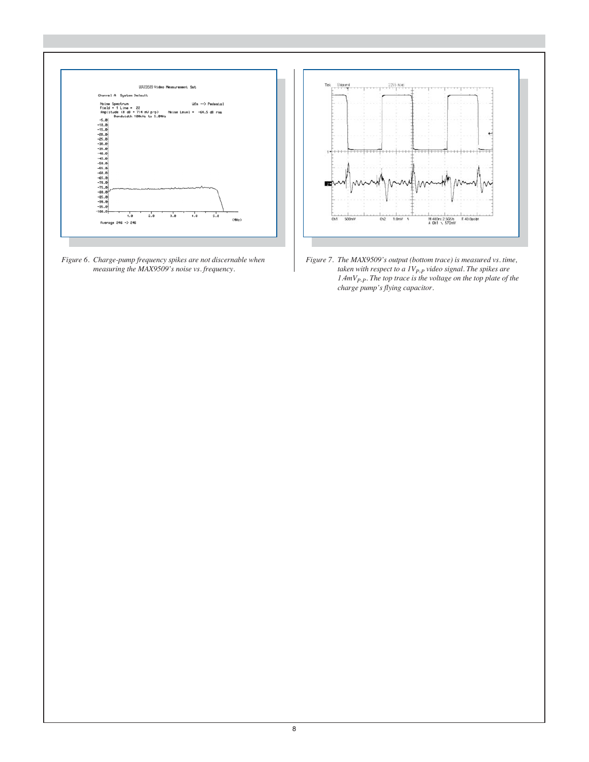*Figure 6. Charge-pump frequency spikes are not discernable when measuring the MAX9509's noise vs. frequency.*

*Figure 7. The MAX9509's output (bottom trace) is measured vs. time, taken with respect to a $1V_{P-P}$ video signal. The spikes are $1.4mV_{P-P}$. The top trace is the voltage on the top plate of the charge pump's flying capacitor.*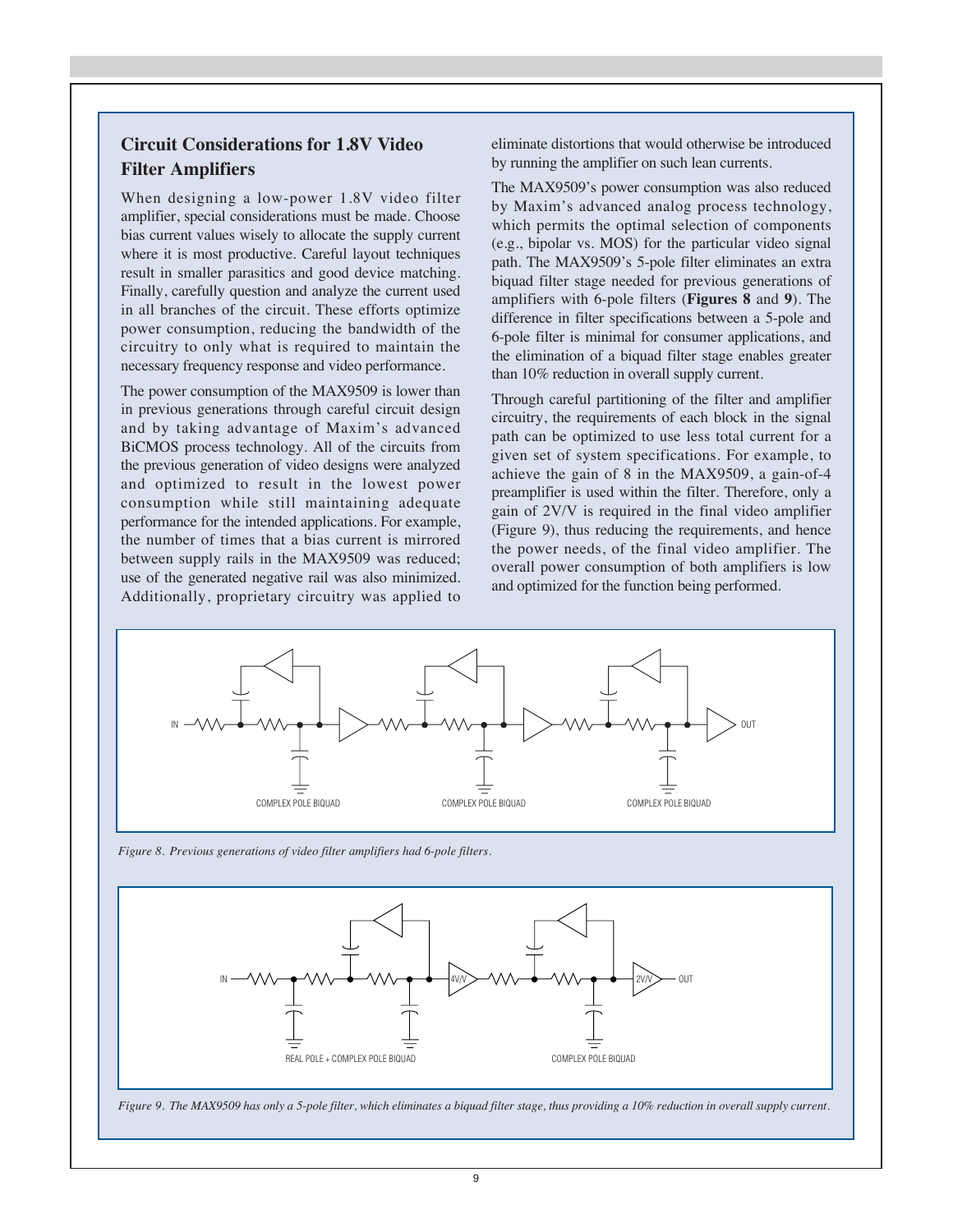## Circuit Considerations for 1.8V Video Filter Amplifiers

When designing a low-power 1.8V video filter amplifier, special considerations must be made. Choose bias current values wisely to allocate the supply current where it is most productive. Careful layout techniques result in smaller parasitics and good device matching. Finally, carefully question and analyze the current used in all branches of the circuit. These efforts optimize power consumption, reducing the bandwidth of the circuitry to only what is required to maintain the necessary frequency response and video performance.

The power consumption of the MAX9509 is lower than in previous generations through careful circuit design and by taking advantage of Maxim's advanced BiCMOS process technology. All of the circuits from the previous generation of video designs were analyzed and optimized to result in the lowest power consumption while still maintaining adequate performance for the intended applications. For example, the number of times that a bias current is mirrored between supply rails in the MAX9509 was reduced; use of the generated negative rail was also minimized. Additionally, proprietary circuitry was applied to eliminate distortions that would otherwise be introduced by running the amplifier on such lean currents.

The MAX9509's power consumption was also reduced by Maxim's advanced analog process technology, which permits the optimal selection of components (e.g., bipolar vs. MOS) for the particular video signal path. The MAX9509's 5-pole filter eliminates an extra biquad filter stage needed for previous generations of amplifiers with 6-pole filters (**Figures 8** and **9**). The difference in filter specifications between a 5-pole and 6-pole filter is minimal for consumer applications, and the elimination of a biquad filter stage enables greater than 10% reduction in overall supply current.

Through careful partitioning of the filter and amplifier circuitry, the requirements of each block in the signal path can be optimized to use less total current for a given set of system specifications. For example, to achieve the gain of 8 in the MAX9509, a gain-of-4 preamplifier is used within the filter. Therefore, only a gain of 2V/V is required in the final video amplifier (Figure 9), thus reducing the requirements, and hence the power needs, of the final video amplifier. The overall power consumption of both amplifiers is low and optimized for the function being performed.

IN — COMPLEX POLE BIQUAD — COMPLEX POLE BIQUAD — COMPLEX POLE BIQUAD — OUT

*Figure 8. Previous generations of video filter amplifiers had 6-pole filters.*

IN — REAL POLE + COMPLEX POLE BIQUAD — 4V/V — COMPLEX POLE BIQUAD — 2V/V — OUT

*Figure 9. The MAX9509 has only a 5-pole filter, which eliminates a biquad filter stage, thus providing a 10% reduction in overall supply current.*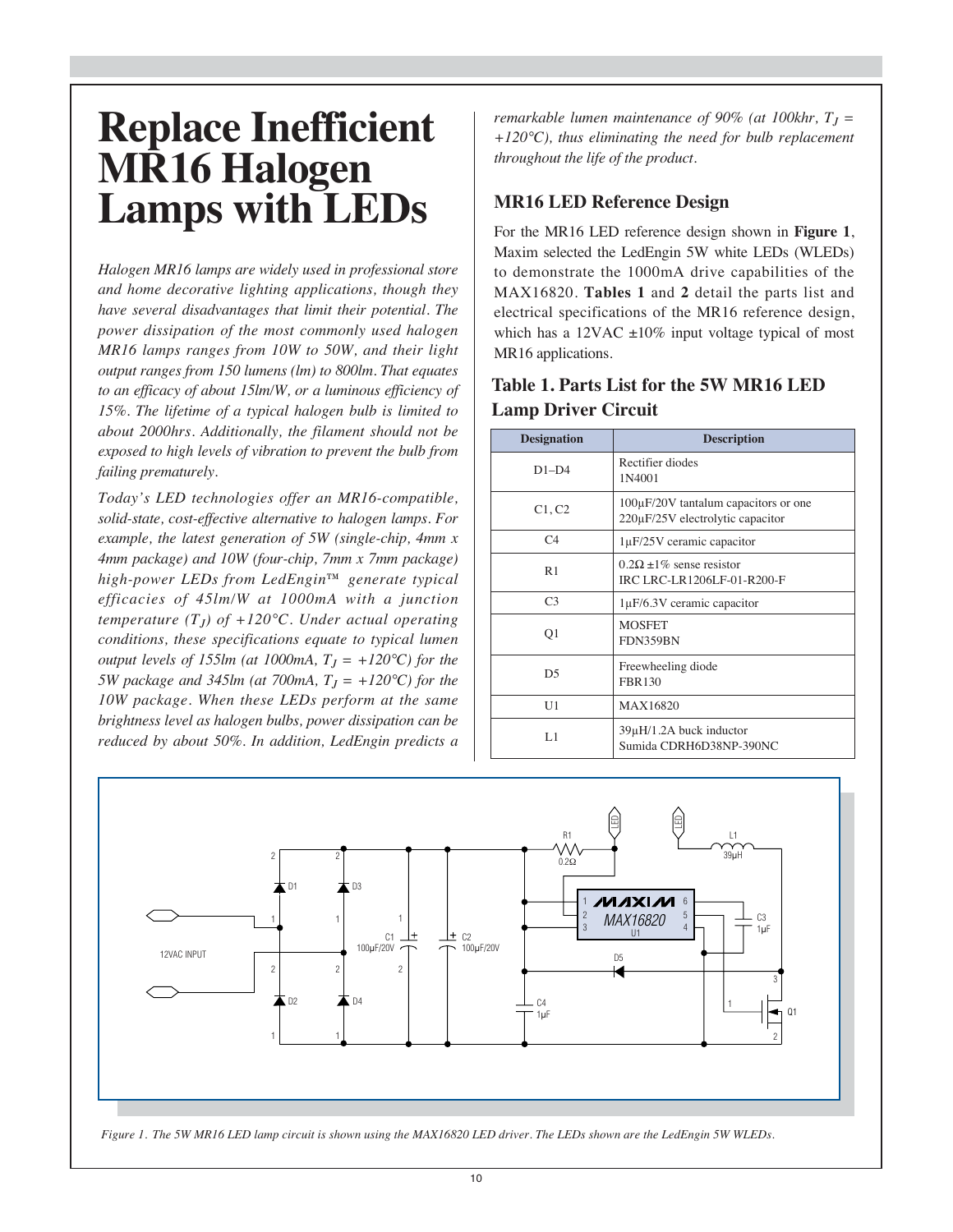# Replace Inefficient MR16 Halogen Lamps with LEDs

*Halogen MR16 lamps are widely used in professional store and home decorative lighting applications, though they have several disadvantages that limit their potential. The power dissipation of the most commonly used halogen MR16 lamps ranges from 10W to 50W, and their light output ranges from 150 lumens (lm) to 800lm. That equates to an efficacy of about 15lm/W, or a luminous efficiency of 15%. The lifetime of a typical halogen bulb is limited to about 2000hrs. Additionally, the filament should not be exposed to high levels of vibration to prevent the bulb from failing prematurely.*

*Today's LED technologies offer an MR16-compatible, solid-state, cost-effective alternative to halogen lamps. For example, the latest generation of 5W (single-chip, 4mm x 4mm package) and 10W (four-chip, 7mm x 7mm package) high-power LEDs from LedEngin™ generate typical efficacies of 45lm/W at 1000mA with a junction temperature ($T_J$) of +120°C. Under actual operating conditions, these specifications equate to typical lumen output levels of 155lm (at 1000mA, $T_J$ = +120°C) for the 5W package and 345lm (at 700mA, $T_J$ = +120°C) for the 10W package. When these LEDs perform at the same brightness level as halogen bulbs, power dissipation can be reduced by about 50%. In addition, LedEngin predicts a remarkable lumen maintenance of 90% (at 100khr, $T_J$ = +120°C), thus eliminating the need for bulb replacement throughout the life of the product.*

## MR16 LED Reference Design

For the MR16 LED reference design shown in **Figure 1**, Maxim selected the LedEngin 5W white LEDs (WLEDs) to demonstrate the 1000mA drive capabilities of the MAX16820. **Tables 1** and **2** detail the parts list and electrical specifications of the MR16 reference design, which has a 12VAC ±10% input voltage typical of most MR16 applications.

## Table 1. Parts List for the 5W MR16 LED Lamp Driver Circuit

| Designation | Description |
|---|---|
| D1–D4 | Rectifier diodes 1N4001 |
| C1, C2 | 100µF/20V tantalum capacitors or one 220µF/25V electrolytic capacitor |
| C4 | 1µF/25V ceramic capacitor |
| R1 | 0.2Ω ±1% sense resistor IRC LRC-LR1206LF-01-R200-F |
| C3 | 1µF/6.3V ceramic capacitor |
| Q1 | MOSFET FDN359BN |
| D5 | Freewheeling diode FBR130 |
| U1 | MAX16820 |
| L1 | 39µH/1.2A buck inductor Sumida CDRH6D38NP-390NC |

*Figure 1. The 5W MR16 LED lamp circuit is shown using the MAX16820 LED driver. The LEDs shown are the LedEngin 5W WLEDs.*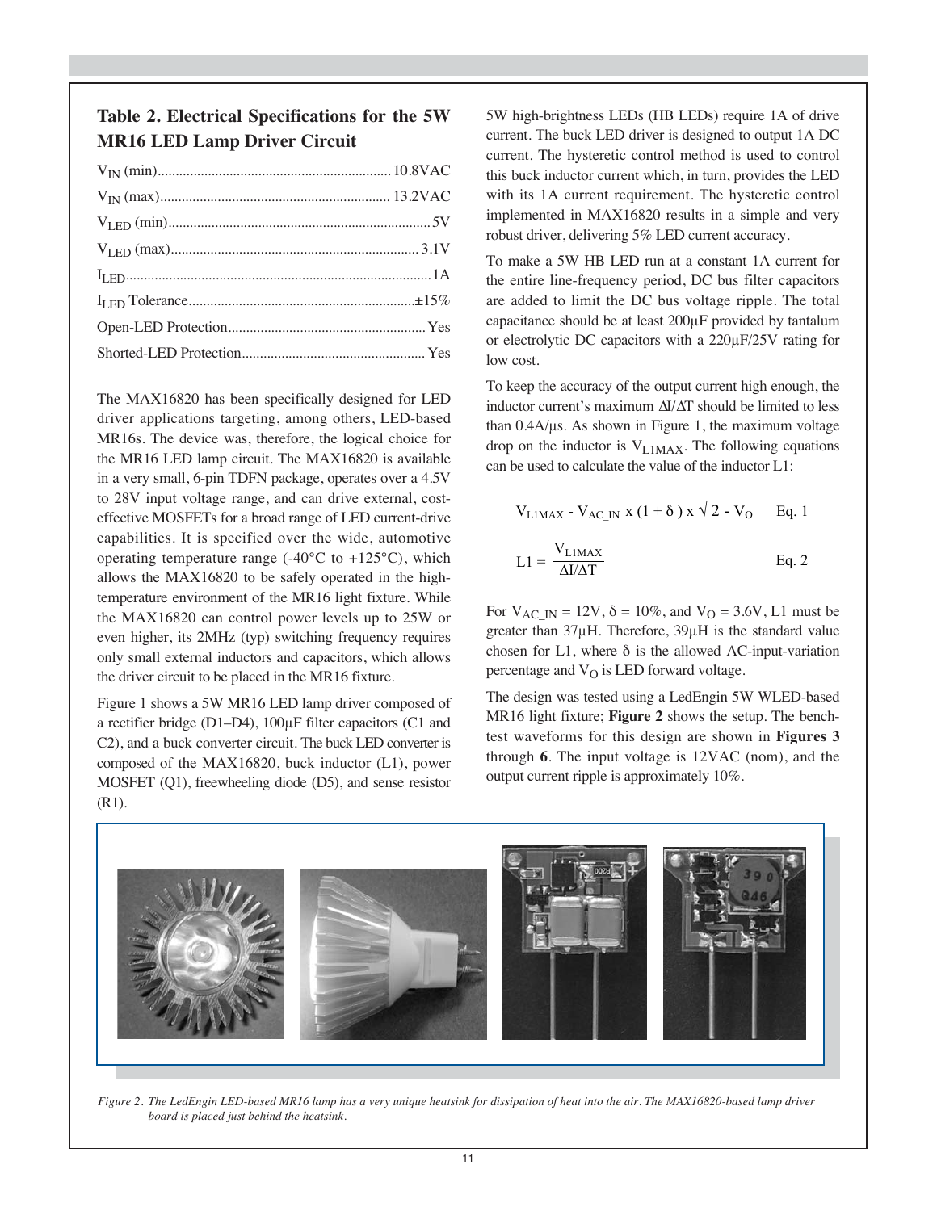### Table 2. Electrical Specifications for the 5W MR16 LED Lamp Driver Circuit

| Parameter | Value |
|---|---|
| $V_{IN}$ (min) | 10.8VAC |
| $V_{IN}$ (max) | 13.2VAC |
| $V_{LED}$ (min) | 5V |
| $V_{LED}$ (max) | 3.1V |
| $I_{LED}$ | 1A |
| $I_{LED}$ Tolerance | ±15% |
| Open-LED Protection | Yes |
| Shorted-LED Protection | Yes |

The MAX16820 has been specifically designed for LED driver applications targeting, among others, LED-based MR16s. The device was, therefore, the logical choice for the MR16 LED lamp circuit. The MAX16820 is available in a very small, 6-pin TDFN package, operates over a 4.5V to 28V input voltage range, and can drive external, cost-effective MOSFETs for a broad range of LED current-drive capabilities. It is specified over the wide, automotive operating temperature range (-40°C to +125°C), which allows the MAX16820 to be safely operated in the high-temperature environment of the MR16 light fixture. While the MAX16820 can control power levels up to 25W or even higher, its 2MHz (typ) switching frequency requires only small external inductors and capacitors, which allows the driver circuit to be placed in the MR16 fixture.

Figure 1 shows a 5W MR16 LED lamp driver composed of a rectifier bridge (D1–D4), 100µF filter capacitors (C1 and C2), and a buck converter circuit. The buck LED converter is composed of the MAX16820, buck inductor (L1), power MOSFET (Q1), freewheeling diode (D5), and sense resistor (R1).

5W high-brightness LEDs (HB LEDs) require 1A of drive current. The buck LED driver is designed to output 1A DC current. The hysteretic control method is used to control this buck inductor current which, in turn, provides the LED with its 1A current requirement. The hysteretic control implemented in MAX16820 results in a simple and very robust driver, delivering 5% LED current accuracy.

To make a 5W HB LED run at a constant 1A current for the entire line-frequency period, DC bus filter capacitors are added to limit the DC bus voltage ripple. The total capacitance should be at least 200µF provided by tantalum or electrolytic DC capacitors with a 220µF/25V rating for low cost.

To keep the accuracy of the output current high enough, the inductor current's maximum $\Delta I/\Delta T$ should be limited to less than 0.4A/µs. As shown in Figure 1, the maximum voltage drop on the inductor is $V_{L1MAX}$. The following equations can be used to calculate the value of the inductor L1:

$$V_{L1MAX} - V_{AC\_IN} \times (1 + \delta) \times \sqrt{2} - V_O \qquad \text{Eq. 1}$$

$$L1 = \frac{V_{L1MAX}}{\Delta I/\Delta T} \qquad \text{Eq. 2}$$

For $V_{AC\_IN}$ = 12V, $\delta$ = 10%, and $V_O$ = 3.6V, L1 must be greater than 37µH. Therefore, 39µH is the standard value chosen for L1, where $\delta$ is the allowed AC-input-variation percentage and $V_O$ is LED forward voltage.

The design was tested using a LedEngin 5W WLED-based MR16 light fixture; **Figure 2** shows the setup. The bench-test waveforms for this design are shown in **Figures 3** through **6**. The input voltage is 12VAC (nom), and the output current ripple is approximately 10%.

*Figure 2. The LedEngin LED-based MR16 lamp has a very unique heatsink for dissipation of heat into the air. The MAX16820-based lamp driver board is placed just behind the heatsink.*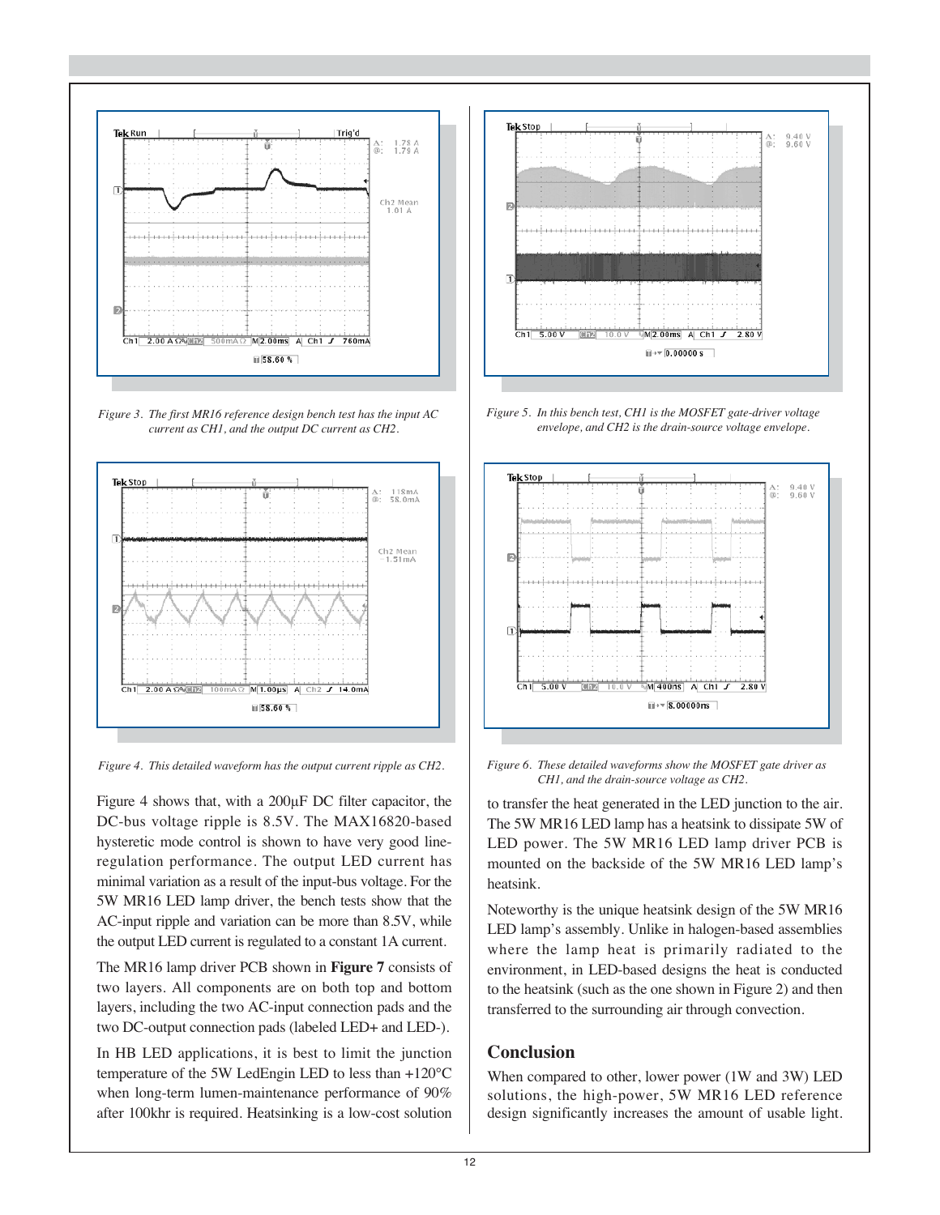*Figure 3. The first MR16 reference design bench test has the input AC current as CH1, and the output DC current as CH2.*

*Figure 4. This detailed waveform has the output current ripple as CH2.*

Figure 4 shows that, with a 200µF DC filter capacitor, the DC-bus voltage ripple is 8.5V. The MAX16820-based hysteretic mode control is shown to have very good line-regulation performance. The output LED current has minimal variation as a result of the input-bus voltage. For the 5W MR16 LED lamp driver, the bench tests show that the AC-input ripple and variation can be more than 8.5V, while the output LED current is regulated to a constant 1A current.

The MR16 lamp driver PCB shown in **Figure 7** consists of two layers. All components are on both top and bottom layers, including the two AC-input connection pads and the two DC-output connection pads (labeled LED+ and LED-).

In HB LED applications, it is best to limit the junction temperature of the 5W LedEngin LED to less than +120°C when long-term lumen-maintenance performance of 90% after 100khr is required. Heatsinking is a low-cost solution to transfer the heat generated in the LED junction to the air. The 5W MR16 LED lamp has a heatsink to dissipate 5W of LED power. The 5W MR16 LED lamp driver PCB is mounted on the backside of the 5W MR16 LED lamp's heatsink.

*Figure 5. In this bench test, CH1 is the MOSFET gate-driver voltage envelope, and CH2 is the drain-source voltage envelope.*

*Figure 6. These detailed waveforms show the MOSFET gate driver as CH1, and the drain-source voltage as CH2.*

Noteworthy is the unique heatsink design of the 5W MR16 LED lamp's assembly. Unlike in halogen-based assemblies where the lamp heat is primarily radiated to the environment, in LED-based designs the heat is conducted to the heatsink (such as the one shown in Figure 2) and then transferred to the surrounding air through convection.

## Conclusion

When compared to other, lower power (1W and 3W) LED solutions, the high-power, 5W MR16 LED reference design significantly increases the amount of usable light.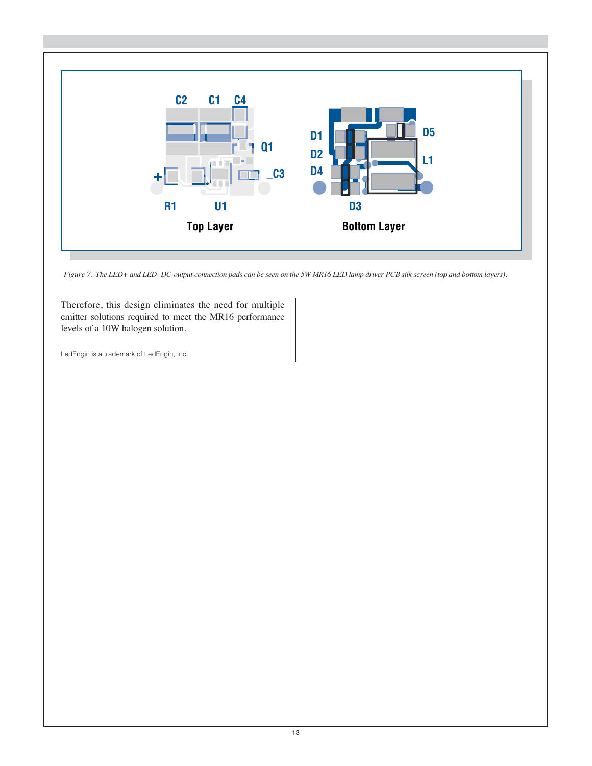*Figure 7. The LED+ and LED- DC-output connection pads can be seen on the 5W MR16 LED lamp driver PCB silk screen (top and bottom layers).*

Therefore, this design eliminates the need for multiple emitter solutions required to meet the MR16 performance levels of a 10W halogen solution.

LedEngin is a trademark of LedEngin, Inc.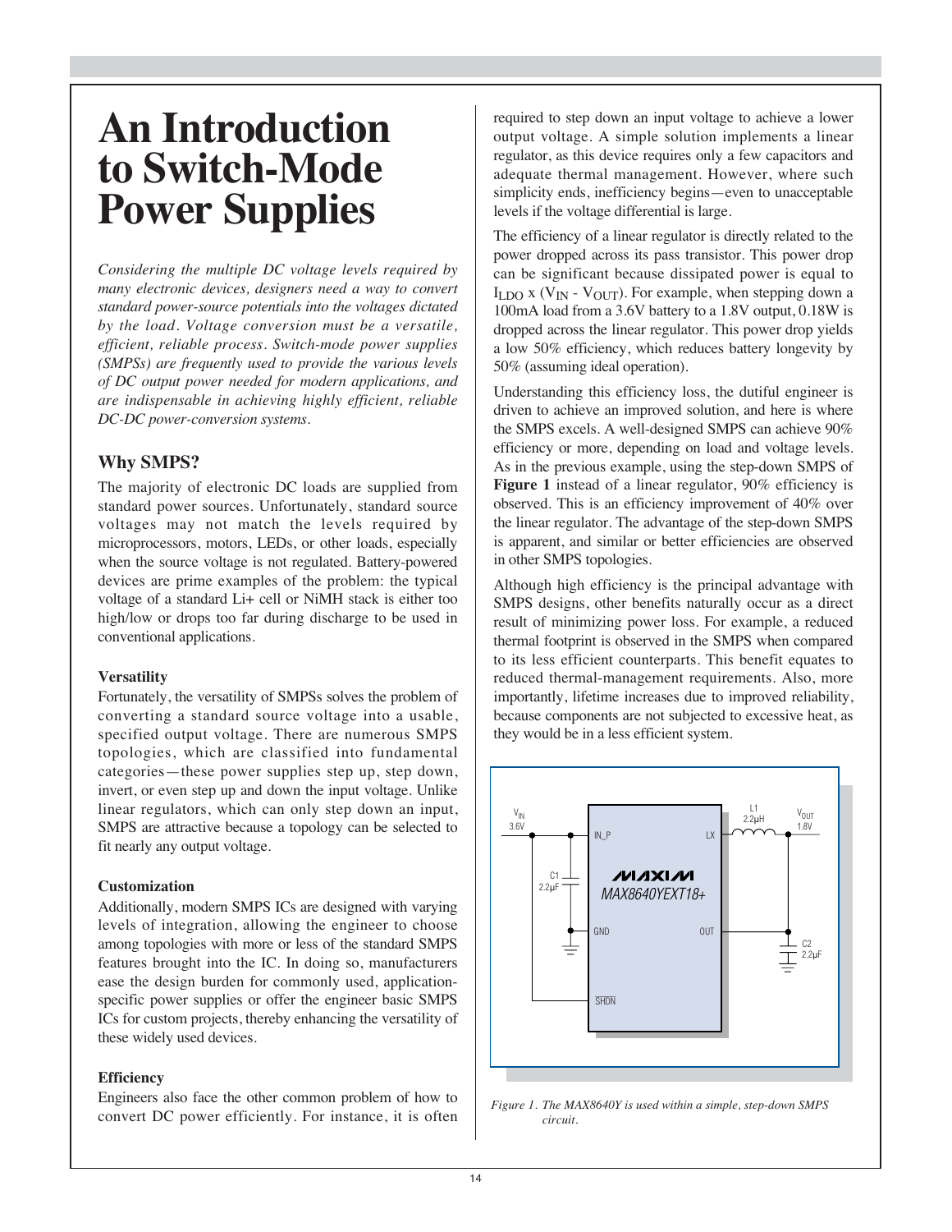# An Introduction to Switch-Mode Power Supplies

*Considering the multiple DC voltage levels required by many electronic devices, designers need a way to convert standard power-source potentials into the voltages dictated by the load. Voltage conversion must be a versatile, efficient, reliable process. Switch-mode power supplies (SMPSs) are frequently used to provide the various levels of DC output power needed for modern applications, and are indispensable in achieving highly efficient, reliable DC-DC power-conversion systems.*

## Why SMPS?

The majority of electronic DC loads are supplied from standard power sources. Unfortunately, standard source voltages may not match the levels required by microprocessors, motors, LEDs, or other loads, especially when the source voltage is not regulated. Battery-powered devices are prime examples of the problem: the typical voltage of a standard Li+ cell or NiMH stack is either too high/low or drops too far during discharge to be used in conventional applications.

### Versatility

Fortunately, the versatility of SMPSs solves the problem of converting a standard source voltage into a usable, specified output voltage. There are numerous SMPS topologies, which are classified into fundamental categories—these power supplies step up, step down, invert, or even step up and down the input voltage. Unlike linear regulators, which can only step down an input, SMPS are attractive because a topology can be selected to fit nearly any output voltage.

### Customization

Additionally, modern SMPS ICs are designed with varying levels of integration, allowing the engineer to choose among topologies with more or less of the standard SMPS features brought into the IC. In doing so, manufacturers ease the design burden for commonly used, application-specific power supplies or offer the engineer basic SMPS ICs for custom projects, thereby enhancing the versatility of these widely used devices.

### Efficiency

Engineers also face the other common problem of how to convert DC power efficiently. For instance, it is often required to step down an input voltage to achieve a lower output voltage. A simple solution implements a linear regulator, as this device requires only a few capacitors and adequate thermal management. However, where such simplicity ends, inefficiency begins—even to unacceptable levels if the voltage differential is large.

The efficiency of a linear regulator is directly related to the power dropped across its pass transistor. This power drop can be significant because dissipated power is equal to $I_{LDO} \times (V_{IN} - V_{OUT})$. For example, when stepping down a 100mA load from a 3.6V battery to a 1.8V output, 0.18W is dropped across the linear regulator. This power drop yields a low 50% efficiency, which reduces battery longevity by 50% (assuming ideal operation).

Understanding this efficiency loss, the dutiful engineer is driven to achieve an improved solution, and here is where the SMPS excels. A well-designed SMPS can achieve 90% efficiency or more, depending on load and voltage levels. As in the previous example, using the step-down SMPS of **Figure 1** instead of a linear regulator, 90% efficiency is observed. This is an efficiency improvement of 40% over the linear regulator. The advantage of the step-down SMPS is apparent, and similar or better efficiencies are observed in other SMPS topologies.

Although high efficiency is the principal advantage with SMPS designs, other benefits naturally occur as a direct result of minimizing power loss. For example, a reduced thermal footprint is observed in the SMPS when compared to its less efficient counterparts. This benefit equates to reduced thermal-management requirements. Also, more importantly, lifetime increases due to improved reliability, because components are not subjected to excessive heat, as they would be in a less efficient system.

*Figure 1. The MAX8640Y is used within a simple, step-down SMPS circuit.*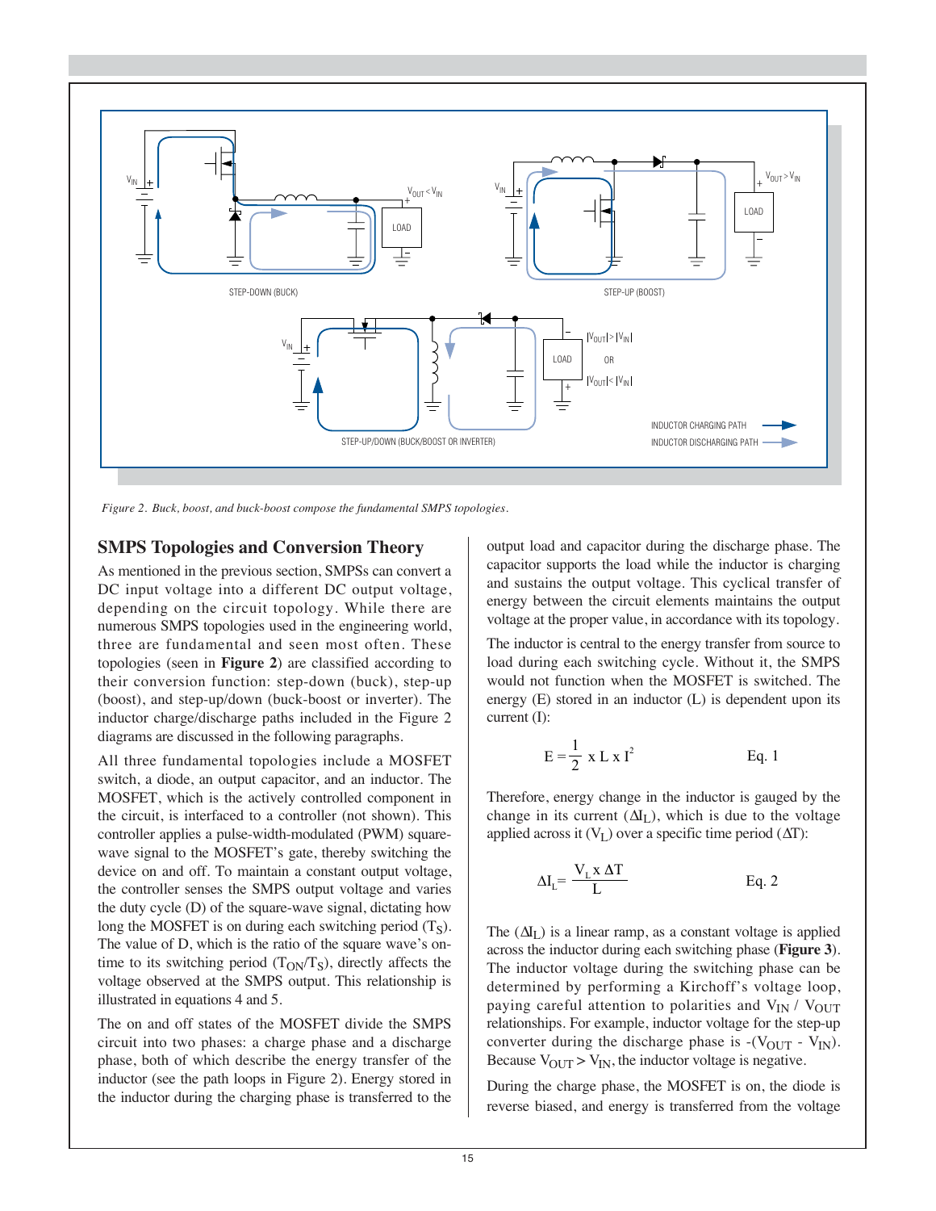Figure 2. Buck, boost, and buck-boost compose the fundamental SMPS topologies.

## SMPS Topologies and Conversion Theory

As mentioned in the previous section, SMPSs can convert a DC input voltage into a different DC output voltage, depending on the circuit topology. While there are numerous SMPS topologies used in the engineering world, three are fundamental and seen most often. These topologies (seen in **Figure 2**) are classified according to their conversion function: step-down (buck), step-up (boost), and step-up/down (buck-boost or inverter). The inductor charge/discharge paths included in the Figure 2 diagrams are discussed in the following paragraphs.

All three fundamental topologies include a MOSFET switch, a diode, an output capacitor, and an inductor. The MOSFET, which is the actively controlled component in the circuit, is interfaced to a controller (not shown). This controller applies a pulse-width-modulated (PWM) square-wave signal to the MOSFET's gate, thereby switching the device on and off. To maintain a constant output voltage, the controller senses the SMPS output voltage and varies the duty cycle (D) of the square-wave signal, dictating how long the MOSFET is on during each switching period ($T_S$). The value of D, which is the ratio of the square wave's on-time to its switching period ($T_{ON}/T_S$), directly affects the voltage observed at the SMPS output. This relationship is illustrated in equations 4 and 5.

The on and off states of the MOSFET divide the SMPS circuit into two phases: a charge phase and a discharge phase, both of which describe the energy transfer of the inductor (see the path loops in Figure 2). Energy stored in the inductor during the charging phase is transferred to the output load and capacitor during the discharge phase. The capacitor supports the load while the inductor is charging and sustains the output voltage. This cyclical transfer of energy between the circuit elements maintains the output voltage at the proper value, in accordance with its topology.

The inductor is central to the energy transfer from source to load during each switching cycle. Without it, the SMPS would not function when the MOSFET is switched. The energy (E) stored in an inductor (L) is dependent upon its current (I):

$$E = \frac{1}{2} \times L \times I^2 \qquad \text{Eq. 1}$$

Therefore, energy change in the inductor is gauged by the change in its current ($\Delta I_L$), which is due to the voltage applied across it ($V_L$) over a specific time period ($\Delta T$):

$$\Delta I_L = \frac{V_L \times \Delta T}{L} \qquad \text{Eq. 2}$$

The ($\Delta I_L$) is a linear ramp, as a constant voltage is applied across the inductor during each switching phase (**Figure 3**). The inductor voltage during the switching phase can be determined by performing a Kirchoff's voltage loop, paying careful attention to polarities and $V_{IN}$ / $V_{OUT}$ relationships. For example, inductor voltage for the step-up converter during the discharge phase is $-(V_{OUT} - V_{IN})$. Because $V_{OUT} > V_{IN}$, the inductor voltage is negative.

During the charge phase, the MOSFET is on, the diode is reverse biased, and energy is transferred from the voltage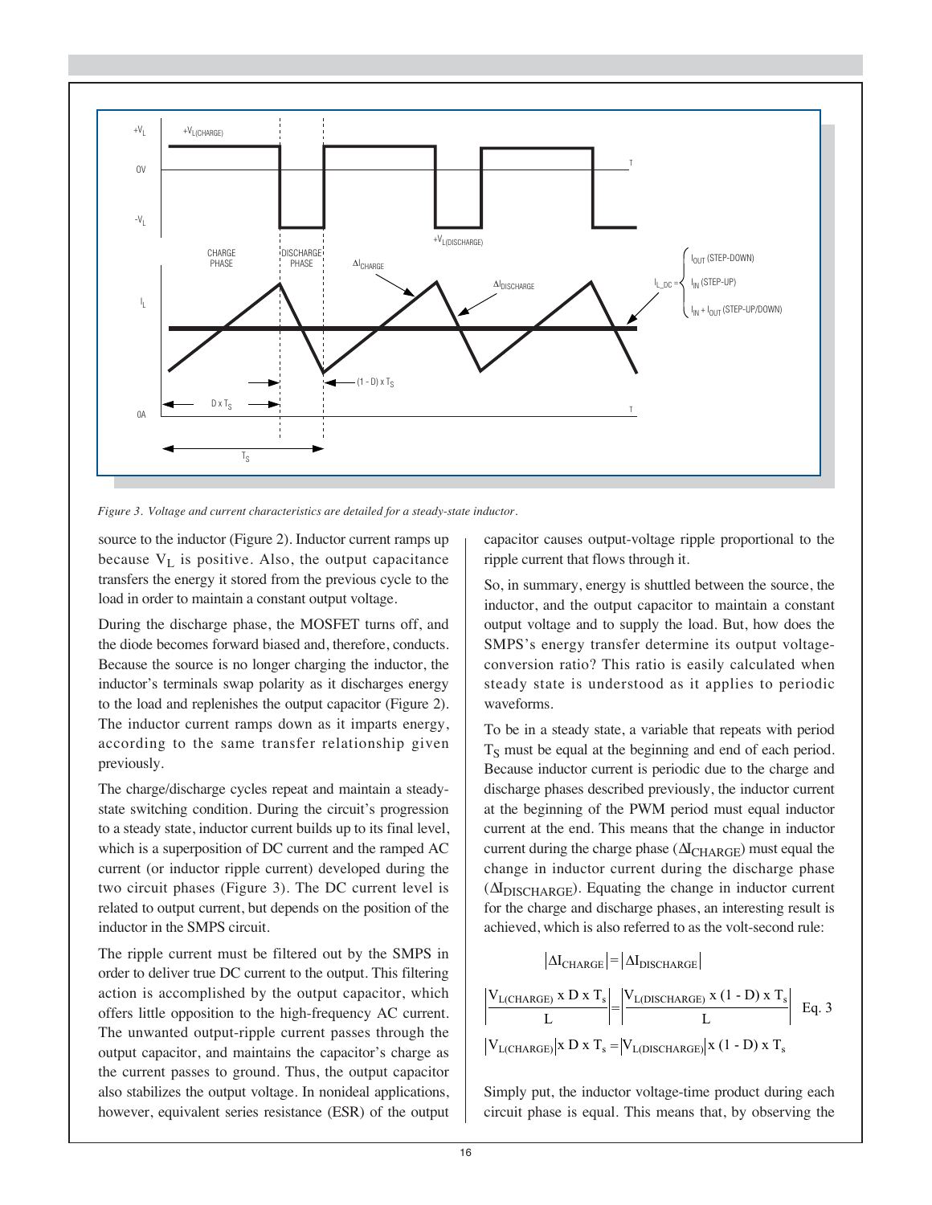+V_L

+V_L(CHARGE)

0V

-V_L

+V_L(DISCHARGE)

T

CHARGE PHASE

DISCHARGE PHASE

ΔI_CHARGE

ΔI_DISCHARGE

I_L

I_L_DC =

I_OUT (STEP-DOWN)

I_IN (STEP-UP)

I_IN + I_OUT (STEP-UP/DOWN)

(1 - D) x T_S

D x T_S

0A

T

T_S

*Figure 3. Voltage and current characteristics are detailed for a steady-state inductor.*

source to the inductor (Figure 2). Inductor current ramps up because $V_L$ is positive. Also, the output capacitance transfers the energy it stored from the previous cycle to the load in order to maintain a constant output voltage.

During the discharge phase, the MOSFET turns off, and the diode becomes forward biased and, therefore, conducts. Because the source is no longer charging the inductor, the inductor's terminals swap polarity as it discharges energy to the load and replenishes the output capacitor (Figure 2). The inductor current ramps down as it imparts energy, according to the same transfer relationship given previously.

The charge/discharge cycles repeat and maintain a steady-state switching condition. During the circuit's progression to a steady state, inductor current builds up to its final level, which is a superposition of DC current and the ramped AC current (or inductor ripple current) developed during the two circuit phases (Figure 3). The DC current level is related to output current, but depends on the position of the inductor in the SMPS circuit.

The ripple current must be filtered out by the SMPS in order to deliver true DC current to the output. This filtering action is accomplished by the output capacitor, which offers little opposition to the high-frequency AC current. The unwanted output-ripple current passes through the output capacitor, and maintains the capacitor's charge as the current passes to ground. Thus, the output capacitor also stabilizes the output voltage. In nonideal applications, however, equivalent series resistance (ESR) of the output capacitor causes output-voltage ripple proportional to the ripple current that flows through it.

So, in summary, energy is shuttled between the source, the inductor, and the output capacitor to maintain a constant output voltage and to supply the load. But, how does the SMPS's energy transfer determine its output voltage-conversion ratio? This ratio is easily calculated when steady state is understood as it applies to periodic waveforms.

To be in a steady state, a variable that repeats with period $T_S$ must be equal at the beginning and end of each period. Because inductor current is periodic due to the charge and discharge phases described previously, the inductor current at the beginning of the PWM period must equal inductor current at the end. This means that the change in inductor current during the charge phase ($\Delta I_{CHARGE}$) must equal the change in inductor current during the discharge phase ($\Delta I_{DISCHARGE}$). Equating the change in inductor current for the charge and discharge phases, an interesting result is achieved, which is also referred to as the volt-second rule:

$$|\Delta I_{CHARGE}| = |\Delta I_{DISCHARGE}|$$

$$\left|\frac{V_{L(CHARGE)} \text{ x } D \text{ x } T_s}{L}\right| = \left|\frac{V_{L(DISCHARGE)} \text{ x } (1 - D) \text{ x } T_s}{L}\right| \quad \text{Eq. 3}$$

$$|V_{L(CHARGE)}| \text{ x } D \text{ x } T_s = |V_{L(DISCHARGE)}| \text{ x } (1 - D) \text{ x } T_s$$

Simply put, the inductor voltage-time product during each circuit phase is equal. This means that, by observing the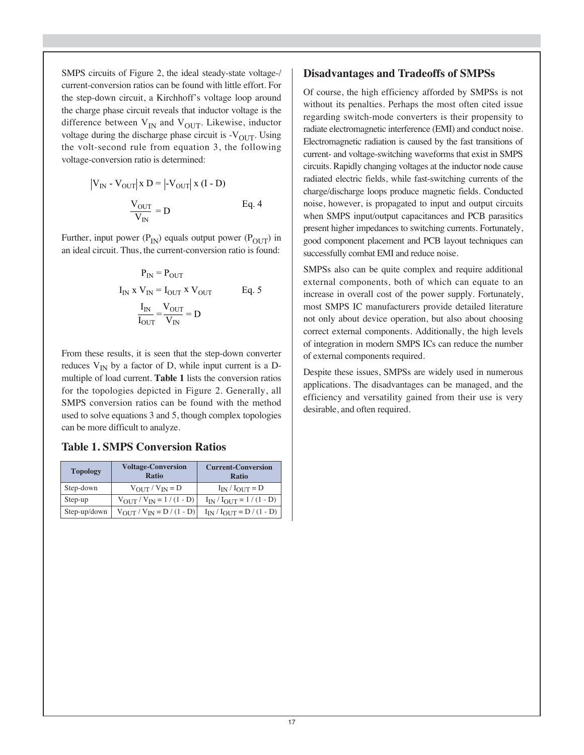SMPS circuits of Figure 2, the ideal steady-state voltage-/ current-conversion ratios can be found with little effort. For the step-down circuit, a Kirchhoff's voltage loop around the charge phase circuit reveals that inductor voltage is the difference between $V_{IN}$ and $V_{OUT}$. Likewise, inductor voltage during the discharge phase circuit is $-V_{OUT}$. Using the volt-second rule from equation 3, the following voltage-conversion ratio is determined:

$$\left|V_{IN} - V_{OUT}\right| \times D = \left|-V_{OUT}\right| \times (I - D)$$

$$\frac{V_{OUT}}{V_{IN}} = D \qquad \text{Eq. 4}$$

Further, input power ($P_{IN}$) equals output power ($P_{OUT}$) in an ideal circuit. Thus, the current-conversion ratio is found:

$$P_{IN} = P_{OUT}$$

$$I_{IN} \times V_{IN} = I_{OUT} \times V_{OUT} \qquad \text{Eq. 5}$$

$$\frac{I_{IN}}{I_{OUT}} = \frac{V_{OUT}}{V_{IN}} = D$$

From these results, it is seen that the step-down converter reduces $V_{IN}$ by a factor of D, while input current is a D-multiple of load current. **Table 1** lists the conversion ratios for the topologies depicted in Figure 2. Generally, all SMPS conversion ratios can be found with the method used to solve equations 3 and 5, though complex topologies can be more difficult to analyze.

### Table 1. SMPS Conversion Ratios

| Topology | Voltage-Conversion Ratio | Current-Conversion Ratio |
|---|---|---|
| Step-down | $V_{OUT} / V_{IN} = D$ | $I_{IN} / I_{OUT} = D$ |
| Step-up | $V_{OUT} / V_{IN} = 1 / (1 - D)$ | $I_{IN} / I_{OUT} = 1 / (1 - D)$ |
| Step-up/down | $V_{OUT} / V_{IN} = D / (1 - D)$ | $I_{IN} / I_{OUT} = D / (1 - D)$ |

## Disadvantages and Tradeoffs of SMPSs

Of course, the high efficiency afforded by SMPSs is not without its penalties. Perhaps the most often cited issue regarding switch-mode converters is their propensity to radiate electromagnetic interference (EMI) and conduct noise. Electromagnetic radiation is caused by the fast transitions of current- and voltage-switching waveforms that exist in SMPS circuits. Rapidly changing voltages at the inductor node cause radiated electric fields, while fast-switching currents of the charge/discharge loops produce magnetic fields. Conducted noise, however, is propagated to input and output circuits when SMPS input/output capacitances and PCB parasitics present higher impedances to switching currents. Fortunately, good component placement and PCB layout techniques can successfully combat EMI and reduce noise.

SMPSs also can be quite complex and require additional external components, both of which can equate to an increase in overall cost of the power supply. Fortunately, most SMPS IC manufacturers provide detailed literature not only about device operation, but also about choosing correct external components. Additionally, the high levels of integration in modern SMPS ICs can reduce the number of external components required.

Despite these issues, SMPSs are widely used in numerous applications. The disadvantages can be managed, and the efficiency and versatility gained from their use is very desirable, and often required.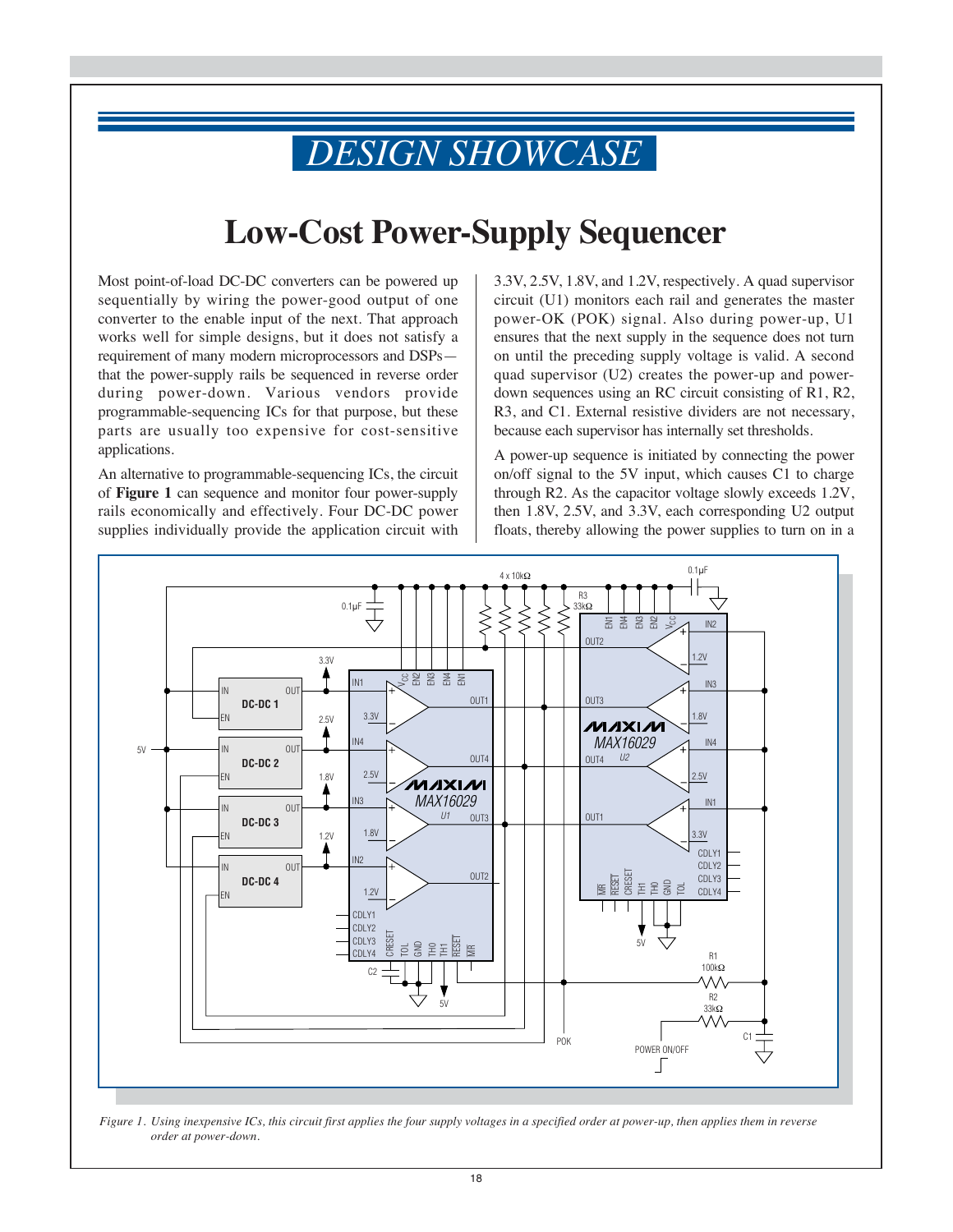# DESIGN SHOWCASE

## Low-Cost Power-Supply Sequencer

Most point-of-load DC-DC converters can be powered up sequentially by wiring the power-good output of one converter to the enable input of the next. That approach works well for simple designs, but it does not satisfy a requirement of many modern microprocessors and DSPs—that the power-supply rails be sequenced in reverse order during power-down. Various vendors provide programmable-sequencing ICs for that purpose, but these parts are usually too expensive for cost-sensitive applications.

An alternative to programmable-sequencing ICs, the circuit of **Figure 1** can sequence and monitor four power-supply rails economically and effectively. Four DC-DC power supplies individually provide the application circuit with 3.3V, 2.5V, 1.8V, and 1.2V, respectively. A quad supervisor circuit (U1) monitors each rail and generates the master power-OK (POK) signal. Also during power-up, U1 ensures that the next supply in the sequence does not turn on until the preceding supply voltage is valid. A second quad supervisor (U2) creates the power-up and power-down sequences using an RC circuit consisting of R1, R2, R3, and C1. External resistive dividers are not necessary, because each supervisor has internally set thresholds.

A power-up sequence is initiated by connecting the power on/off signal to the 5V input, which causes C1 to charge through R2. As the capacitor voltage slowly exceeds 1.2V, then 1.8V, 2.5V, and 3.3V, each corresponding U2 output floats, thereby allowing the power supplies to turn on in a

*Figure 1. Using inexpensive ICs, this circuit first applies the four supply voltages in a specified order at power-up, then applies them in reverse order at power-down.*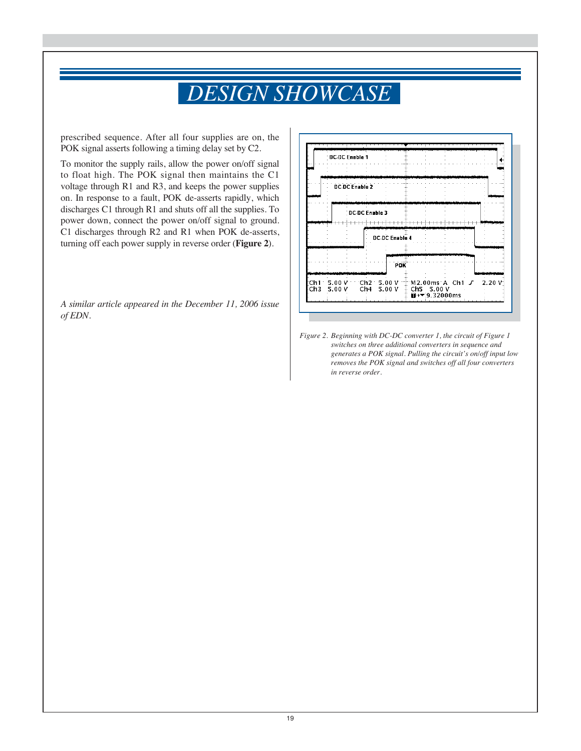# DESIGN SHOWCASE

prescribed sequence. After all four supplies are on, the POK signal asserts following a timing delay set by C2.

To monitor the supply rails, allow the power on/off signal to float high. The POK signal then maintains the C1 voltage through R1 and R3, and keeps the power supplies on. In response to a fault, POK de-asserts rapidly, which discharges C1 through R1 and shuts off all the supplies. To power down, connect the power on/off signal to ground. C1 discharges through R2 and R1 when POK de-asserts, turning off each power supply in reverse order (**Figure 2**).

*A similar article appeared in the December 11, 2006 issue of EDN.*

DC-DC Enable 1
DC-DC Enable 2
DC-DC Enable 3
DC-DC Enable 4
POK
Ch1 5.00 V Ch2 5.00 V M2.00ms A Ch1 ⨍ 2.20 V
Ch3 5.00 V Ch4 5.00 V Ch5 5.00 V
9.32000ms

*Figure 2. Beginning with DC-DC converter 1, the circuit of Figure 1 switches on three additional converters in sequence and generates a POK signal. Pulling the circuit's on/off input low removes the POK signal and switches off all four converters in reverse order.*